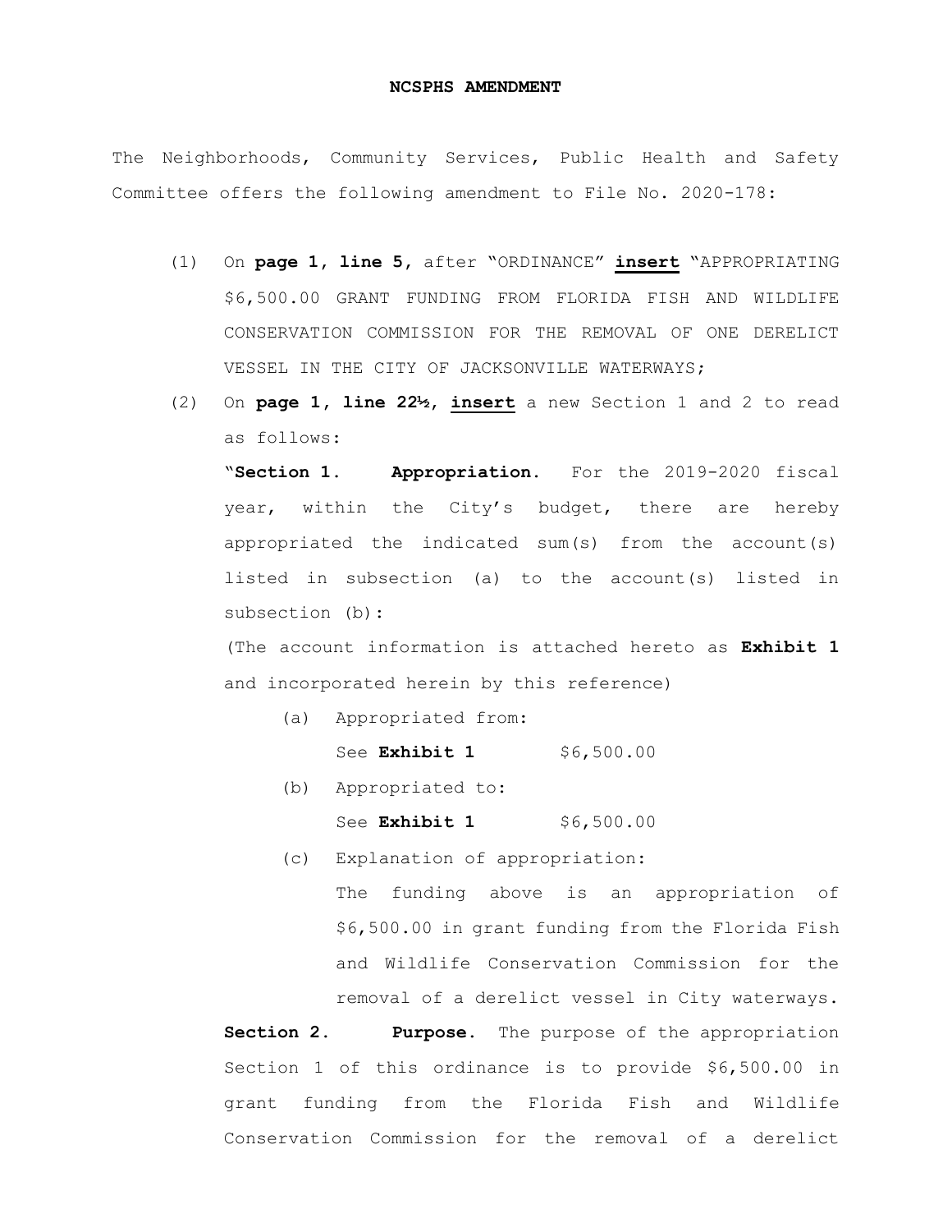**NCSPHS AMENDMENT**

The Neighborhoods, Community Services, Public Health and Safety Committee offers the following amendment to File No. 2020-178:

(1) On **page 1, line 5**, after "ORDINANCE" **insert** "APPROPRIATING $6,500.00 GRANT FUNDING FROM FLORIDA FISH AND WILDLIFE CONSERVATION COMMISSION FOR THE REMOVAL OF ONE DERELICT VESSEL IN THE CITY OF JACKSONVILLE WATERWAYS;

(2) On **page 1, line 22½**, **insert** a new Section 1 and 2 to read as follows:

"**Section 1. Appropriation.** For the 2019-2020 fiscal year, within the City's budget, there are hereby appropriated the indicated sum(s) from the account(s) listed in subsection (a) to the account(s) listed in subsection (b):

(The account information is attached hereto as **Exhibit 1** and incorporated herein by this reference)

(a) Appropriated from:

See **Exhibit 1** $6,500.00

(b) Appropriated to:

See **Exhibit 1** $6,500.00

(c) Explanation of appropriation:

The funding above is an appropriation of $6,500.00 in grant funding from the Florida Fish and Wildlife Conservation Commission for the removal of a derelict vessel in City waterways.

**Section 2. Purpose.** The purpose of the appropriation Section 1 of this ordinance is to provide $6,500.00 in grant funding from the Florida Fish and Wildlife Conservation Commission for the removal of a derelict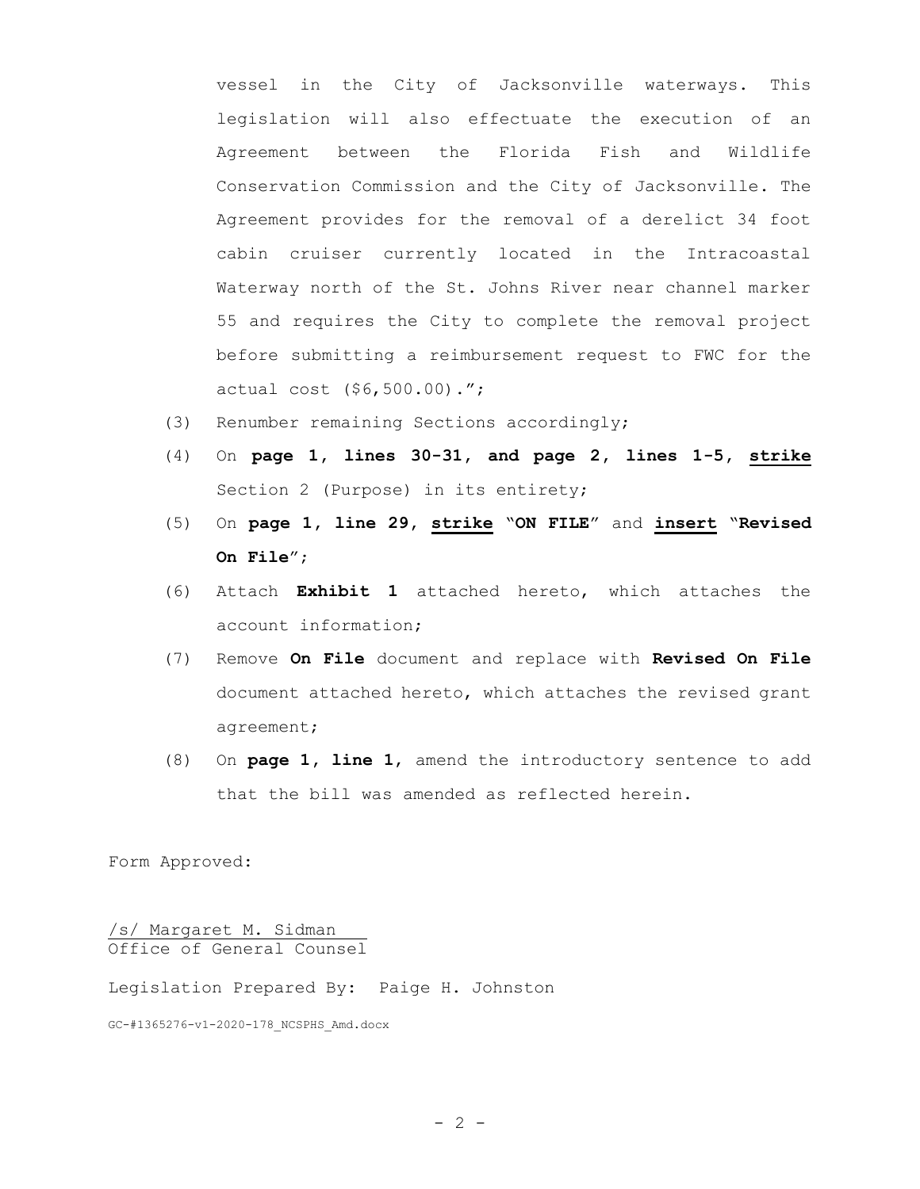vessel in the City of Jacksonville waterways. This legislation will also effectuate the execution of an Agreement between the Florida Fish and Wildlife Conservation Commission and the City of Jacksonville. The Agreement provides for the removal of a derelict 34 foot cabin cruiser currently located in the Intracoastal Waterway north of the St. Johns River near channel marker 55 and requires the City to complete the removal project before submitting a reimbursement request to FWC for the actual cost ($6,500.00).";

(3) Renumber remaining Sections accordingly;

(4) On **page 1, lines 30-31, and page 2, lines 1-5, strike** Section 2 (Purpose) in its entirety;

(5) On **page 1, line 29, strike** "**ON FILE**" and **insert** "**Revised On File**";

(6) Attach **Exhibit 1** attached hereto, which attaches the account information;

(7) Remove **On File** document and replace with **Revised On File** document attached hereto, which attaches the revised grant agreement;

(8) On **page 1, line 1**, amend the introductory sentence to add that the bill was amended as reflected herein.

Form Approved:

/s/ Margaret M. Sidman
Office of General Counsel

Legislation Prepared By: Paige H. Johnston

GC-#1365276-v1-2020-178_NCSPHS_Amd.docx